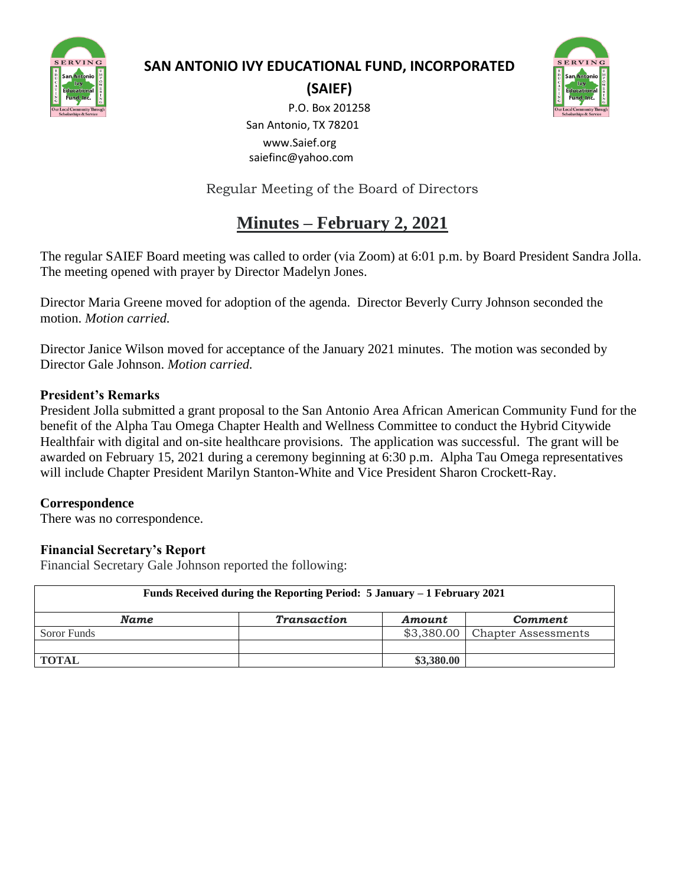# SAN ANTONIO IVY EDUCATIONAL FUND, INCORPORATED

**(SAIEF)**

P.O. Box 201258
San Antonio, TX 78201
www.Saief.org
saiefinc@yahoo.com

Regular Meeting of the Board of Directors

## Minutes – February 2, 2021

The regular SAIEF Board meeting was called to order (via Zoom) at 6:01 p.m. by Board President Sandra Jolla. The meeting opened with prayer by Director Madelyn Jones.

Director Maria Greene moved for adoption of the agenda. Director Beverly Curry Johnson seconded the motion. *Motion carried.*

Director Janice Wilson moved for acceptance of the January 2021 minutes. The motion was seconded by Director Gale Johnson. *Motion carried.*

### President's Remarks

President Jolla submitted a grant proposal to the San Antonio Area African American Community Fund for the benefit of the Alpha Tau Omega Chapter Health and Wellness Committee to conduct the Hybrid Citywide Healthfair with digital and on-site healthcare provisions. The application was successful. The grant will be awarded on February 15, 2021 during a ceremony beginning at 6:30 p.m. Alpha Tau Omega representatives will include Chapter President Marilyn Stanton-White and Vice President Sharon Crockett-Ray.

### Correspondence

There was no correspondence.

### Financial Secretary's Report

Financial Secretary Gale Johnson reported the following:

| **Funds Received during the Reporting Period: 5 January – 1 February 2021** | | | |
|---|---|---|---|
| ***Name*** | ***Transaction*** | ***Amount*** | ***Comment*** |
| Soror Funds | | $3,380.00 | Chapter Assessments |
| | | | |
| **TOTAL** | | **$3,380.00** | |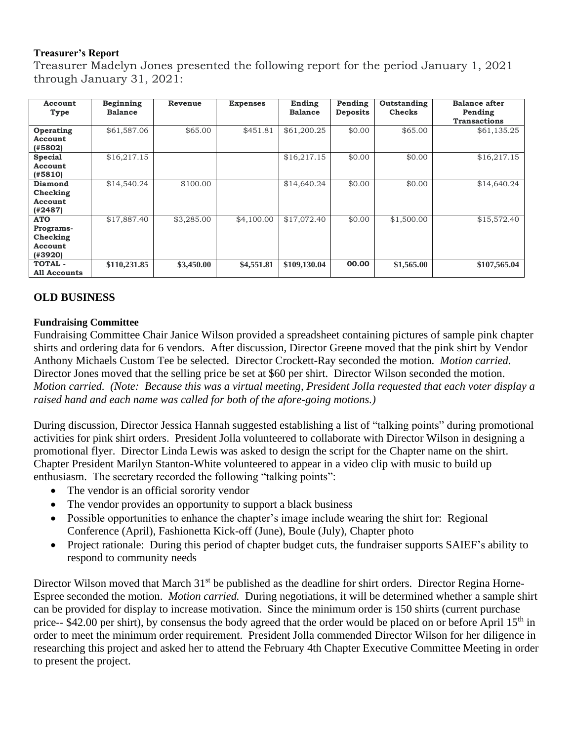**Treasurer's Report**

Treasurer Madelyn Jones presented the following report for the period January 1, 2021 through January 31, 2021:

| Account Type | Beginning Balance | Revenue | Expenses | Ending Balance | Pending Deposits | Outstanding Checks | Balance after Pending Transactions |
|---|---|---|---|---|---|---|---|
| **Operating Account (#5802)** | $61,587.06 | $65.00 | $451.81 | $61,200.25 | $0.00 | $65.00 | $61,135.25 |
| **Special Account (#5810)** | $16,217.15 | | | $16,217.15 | $0.00 | $0.00 | $16,217.15 |
| **Diamond Checking Account (#2487)** | $14,540.24 | $100.00 | | $14,640.24 | $0.00 | $0.00 | $14,640.24 |
| **ATO Programs-Checking Account (#3920)** | $17,887.40 | $3,285.00 | $4,100.00 | $17,072.40 | $0.00 | $1,500.00 | $15,572.40 |
| **TOTAL - All Accounts** | **$110,231.85** | **$3,450.00** | **$4,551.81** | **$109,130.04** | **00.00** | **$1,565.00** | **$107,565.04** |

## OLD BUSINESS

**Fundraising Committee**

Fundraising Committee Chair Janice Wilson provided a spreadsheet containing pictures of sample pink chapter shirts and ordering data for 6 vendors. After discussion, Director Greene moved that the pink shirt by Vendor Anthony Michaels Custom Tee be selected. Director Crockett-Ray seconded the motion. *Motion carried.* Director Jones moved that the selling price be set at $60 per shirt. Director Wilson seconded the motion. *Motion carried. (Note: Because this was a virtual meeting, President Jolla requested that each voter display a raised hand and each name was called for both of the afore-going motions.)*

During discussion, Director Jessica Hannah suggested establishing a list of "talking points" during promotional activities for pink shirt orders. President Jolla volunteered to collaborate with Director Wilson in designing a promotional flyer. Director Linda Lewis was asked to design the script for the Chapter name on the shirt. Chapter President Marilyn Stanton-White volunteered to appear in a video clip with music to build up enthusiasm. The secretary recorded the following "talking points":

- The vendor is an official sorority vendor
- The vendor provides an opportunity to support a black business
- Possible opportunities to enhance the chapter's image include wearing the shirt for: Regional Conference (April), Fashionetta Kick-off (June), Boule (July), Chapter photo
- Project rationale: During this period of chapter budget cuts, the fundraiser supports SAIEF's ability to respond to community needs

Director Wilson moved that March 31st be published as the deadline for shirt orders. Director Regina Horne-Espree seconded the motion. *Motion carried.* During negotiations, it will be determined whether a sample shirt can be provided for display to increase motivation. Since the minimum order is 150 shirts (current purchase price-- $42.00 per shirt), by consensus the body agreed that the order would be placed on or before April 15th in order to meet the minimum order requirement. President Jolla commended Director Wilson for her diligence in researching this project and asked her to attend the February 4th Chapter Executive Committee Meeting in order to present the project.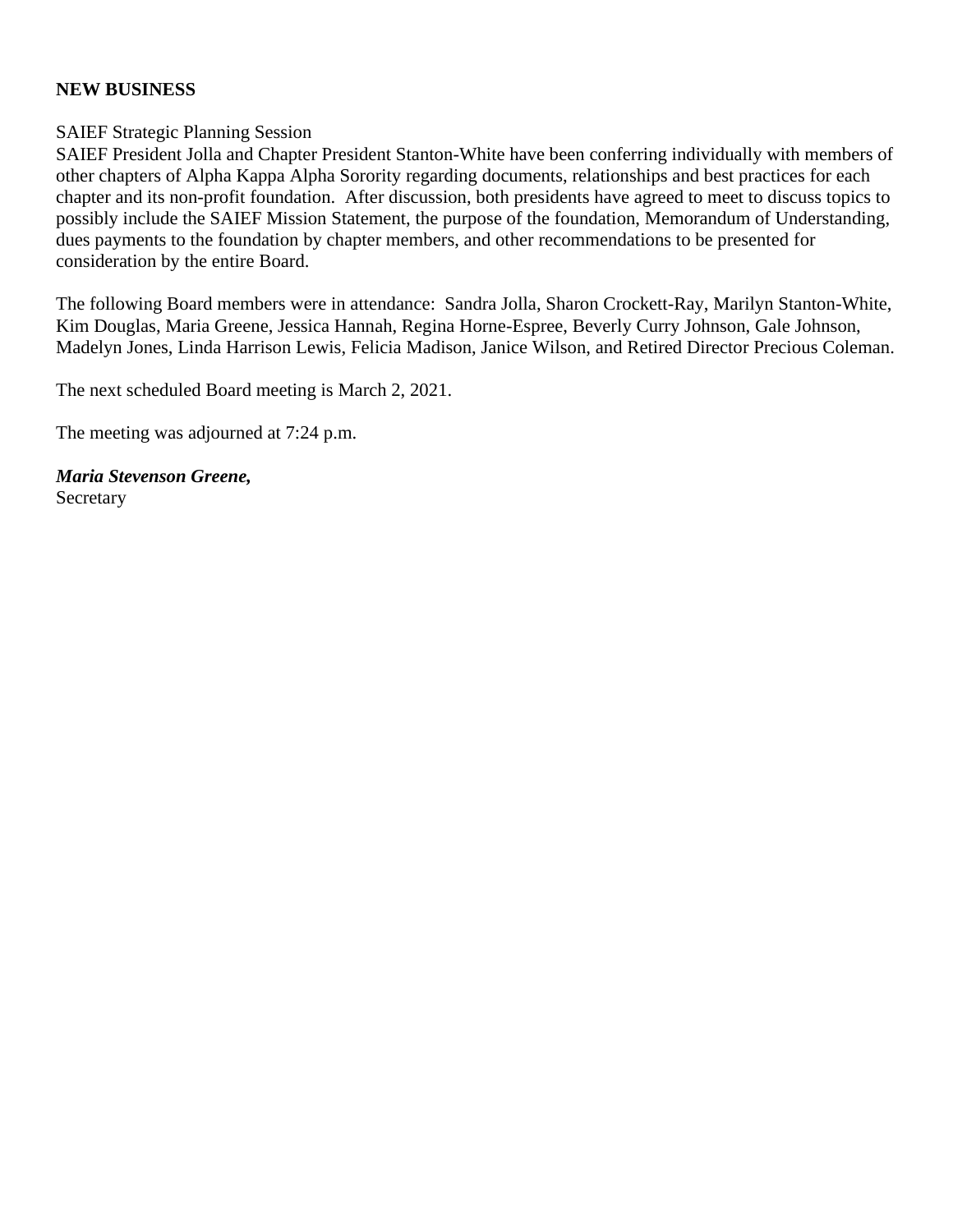**NEW BUSINESS**

SAIEF Strategic Planning Session
SAIEF President Jolla and Chapter President Stanton-White have been conferring individually with members of other chapters of Alpha Kappa Alpha Sorority regarding documents, relationships and best practices for each chapter and its non-profit foundation. After discussion, both presidents have agreed to meet to discuss topics to possibly include the SAIEF Mission Statement, the purpose of the foundation, Memorandum of Understanding, dues payments to the foundation by chapter members, and other recommendations to be presented for consideration by the entire Board.

The following Board members were in attendance: Sandra Jolla, Sharon Crockett-Ray, Marilyn Stanton-White, Kim Douglas, Maria Greene, Jessica Hannah, Regina Horne-Espree, Beverly Curry Johnson, Gale Johnson, Madelyn Jones, Linda Harrison Lewis, Felicia Madison, Janice Wilson, and Retired Director Precious Coleman.

The next scheduled Board meeting is March 2, 2021.

The meeting was adjourned at 7:24 p.m.

***Maria Stevenson Greene,***
Secretary